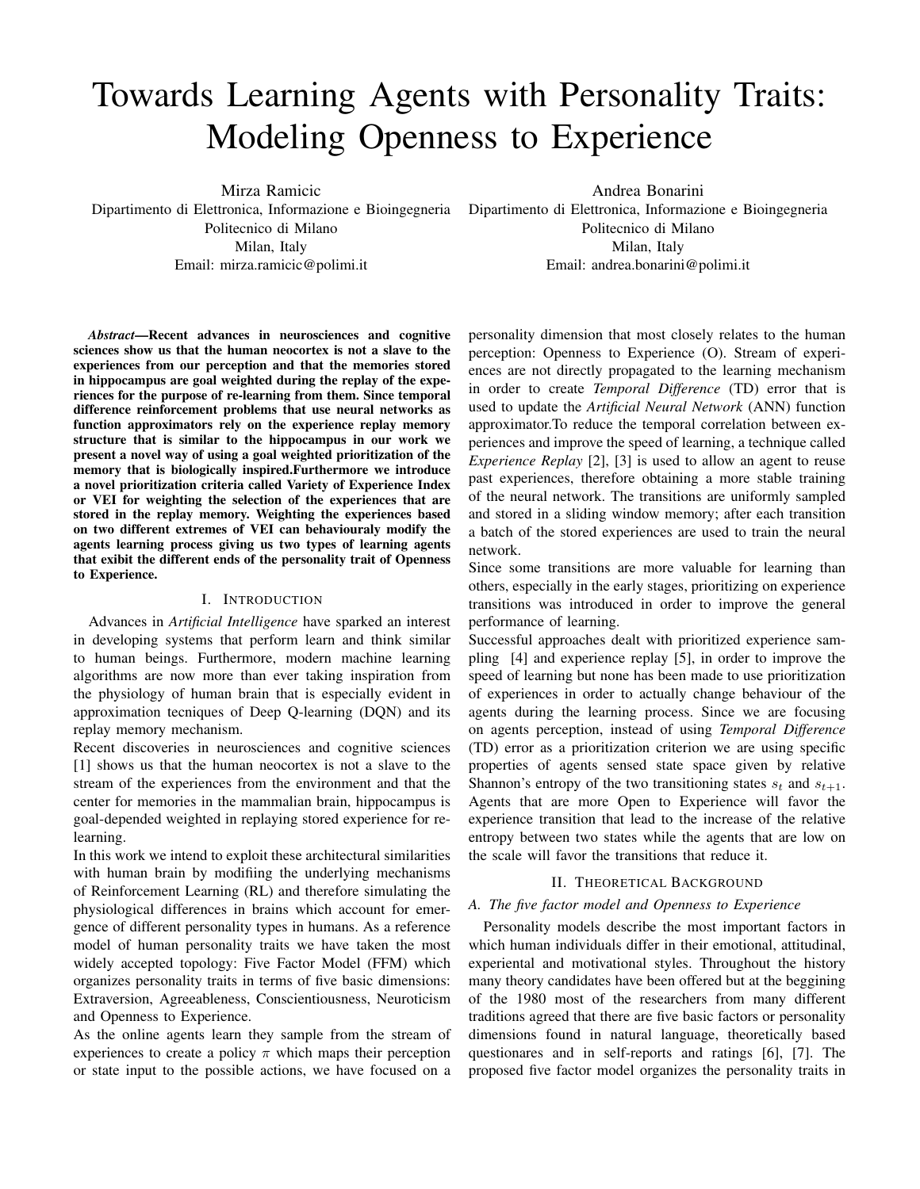# Towards Learning Agents with Personality Traits: Modeling Openness to Experience

Mirza Ramicic
Dipartimento di Elettronica, Informazione e Bioingegneria
Politecnico di Milano
Milan, Italy
Email: mirza.ramicic@polimi.it

Andrea Bonarini
Dipartimento di Elettronica, Informazione e Bioingegneria
Politecnico di Milano
Milan, Italy
Email: andrea.bonarini@polimi.it

***Abstract*—Recent advances in neurosciences and cognitive sciences show us that the human neocortex is not a slave to the experiences from our perception and that the memories stored in hippocampus are goal weighted during the replay of the experiences for the purpose of re-learning from them. Since temporal difference reinforcement problems that use neural networks as function approximators rely on the experience replay memory structure that is similar to the hippocampus in our work we present a novel way of using a goal weighted prioritization of the memory that is biologically inspired.Furthermore we introduce a novel prioritization criteria called Variety of Experience Index or VEI for weighting the selection of the experiences that are stored in the replay memory. Weighting the experiences based on two different extremes of VEI can behaviouraly modify the agents learning process giving us two types of learning agents that exibit the different ends of the personality trait of Openness to Experience.**

## I. Introduction

Advances in *Artificial Intelligence* have sparked an interest in developing systems that perform learn and think similar to human beings. Furthermore, modern machine learning algorithms are now more than ever taking inspiration from the physiology of human brain that is especially evident in approximation tecniques of Deep Q-learning (DQN) and its replay memory mechanism.

Recent discoveries in neurosciences and cognitive sciences [1] shows us that the human neocortex is not a slave to the stream of the experiences from the environment and that the center for memories in the mammalian brain, hippocampus is goal-depended weighted in replaying stored experience for re-learning.

In this work we intend to exploit these architectural similarities with human brain by modifying the underlying mechanisms of Reinforcement Learning (RL) and therefore simulating the physiological differences in brains which account for emergence of different personality types in humans. As a reference model of human personality traits we have taken the most widely accepted topology: Five Factor Model (FFM) which organizes personality traits in terms of five basic dimensions: Extraversion, Agreeableness, Conscientiousness, Neuroticism and Openness to Experience.

As the online agents learn they sample from the stream of experiences to create a policy $\pi$ which maps their perception or state input to the possible actions, we have focused on a personality dimension that most closely relates to the human perception: Openness to Experience (O). Stream of experiences are not directly propagated to the learning mechanism in order to create *Temporal Difference* (TD) error that is used to update the *Artificial Neural Network* (ANN) function approximator.To reduce the temporal correlation between experiences and improve the speed of learning, a technique called *Experience Replay* [2], [3] is used to allow an agent to reuse past experiences, therefore obtaining a more stable training of the neural network. The transitions are uniformly sampled and stored in a sliding window memory; after each transition a batch of the stored experiences are used to train the neural network.

Since some transitions are more valuable for learning than others, especially in the early stages, prioritizing on experience transitions was introduced in order to improve the general performance of learning.

Successful approaches dealt with prioritized experience sampling [4] and experience replay [5], in order to improve the speed of learning but none has been made to use prioritization of experiences in order to actually change behaviour of the agents during the learning process. Since we are focusing on agents perception, instead of using *Temporal Difference* (TD) error as a prioritization criterion we are using specific properties of agents sensed state space given by relative Shannon's entropy of the two transitioning states $s_t$ and $s_{t+1}$. Agents that are more Open to Experience will favor the experience transition that lead to the increase of the relative entropy between two states while the agents that are low on the scale will favor the transitions that reduce it.

## II. Theoretical Background

### A. The five factor model and Openness to Experience

Personality models describe the most important factors in which human individuals differ in their emotional, attitudinal, experiental and motivational styles. Throughout the history many theory candidates have been offered but at the beggining of the 1980 most of the researchers from many different traditions agreed that there are five basic factors or personality dimensions found in natural language, theoretically based questionares and in self-reports and ratings [6], [7]. The proposed five factor model organizes the personality traits in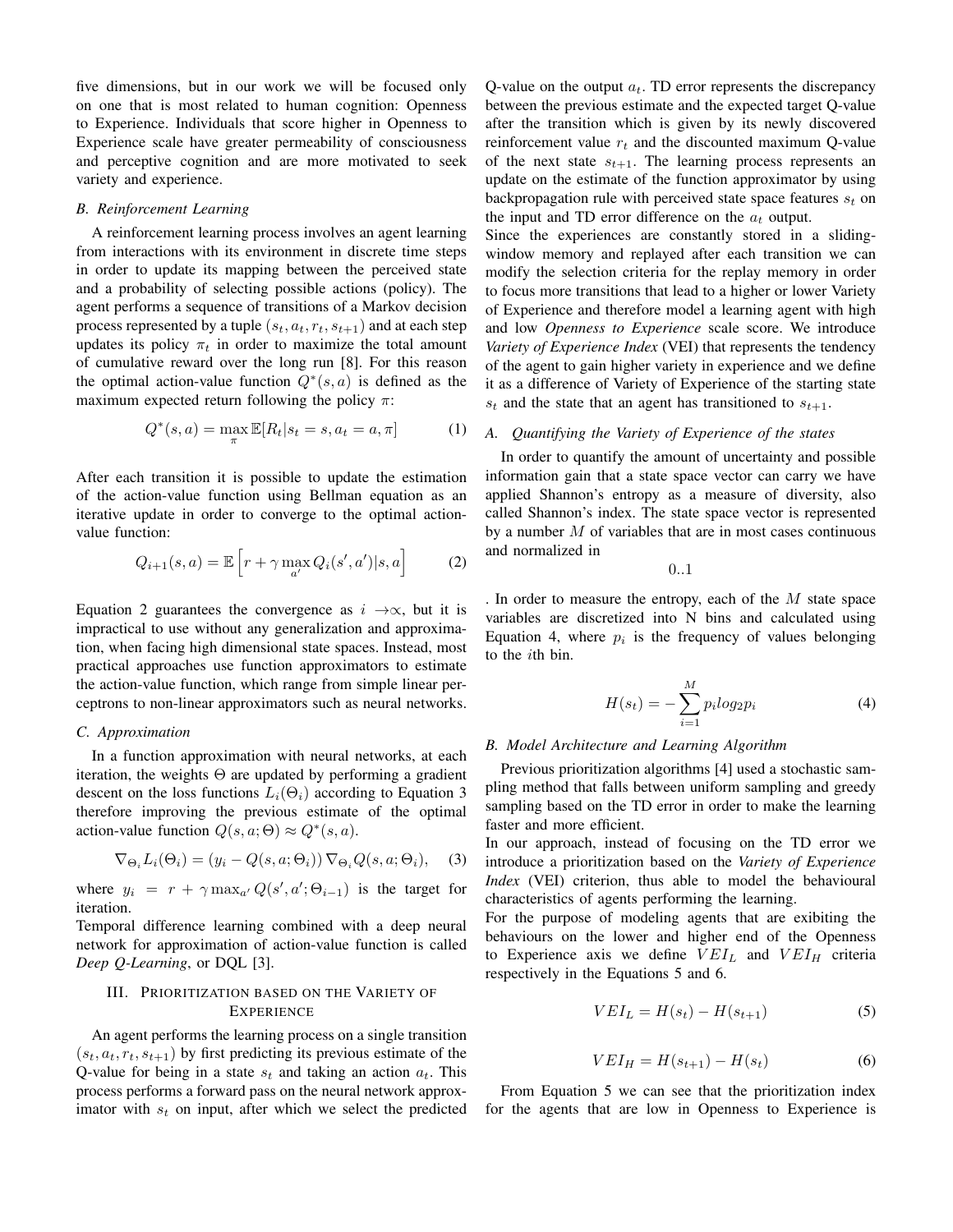five dimensions, but in our work we will be focused only on one that is most related to human cognition: Openness to Experience. Individuals that score higher in Openness to Experience scale have greater permeability of consciousness and perceptive cognition and are more motivated to seek variety and experience.

### B. Reinforcement Learning

A reinforcement learning process involves an agent learning from interactions with its environment in discrete time steps in order to update its mapping between the perceived state and a probability of selecting possible actions (policy). The agent performs a sequence of transitions of a Markov decision process represented by a tuple $(s_t, a_t, r_t, s_{t+1})$ and at each step updates its policy $\pi_t$ in order to maximize the total amount of cumulative reward over the long run [8]. For this reason the optimal action-value function $Q^*(s,a)$ is defined as the maximum expected return following the policy $\pi$:

$$Q^*(s,a) = \max_{\pi} \mathbb{E}[R_t | s_t = s, a_t = a, \pi] \quad (1)$$

After each transition it is possible to update the estimation of the action-value function using Bellman equation as an iterative update in order to converge to the optimal action-value function:

$$Q_{i+1}(s,a) = \mathbb{E}\left[r + \gamma \max_{a'} Q_i(s',a') | s,a\right] \quad (2)$$

Equation 2 guarantees the convergence as $i \rightarrow \propto$, but it is impractical to use without any generalization and approximation, when facing high dimensional state spaces. Instead, most practical approaches use function approximators to estimate the action-value function, which range from simple linear perceptrons to non-linear approximators such as neural networks.

### C. Approximation

In a function approximation with neural networks, at each iteration, the weights $\Theta$ are updated by performing a gradient descent on the loss functions $L_i(\Theta_i)$ according to Equation 3 therefore improving the previous estimate of the optimal action-value function $Q(s,a;\Theta) \approx Q^*(s,a)$.

$$\nabla_{\Theta_i} L_i(\Theta_i) = (y_i - Q(s,a;\Theta_i)) \nabla_{\Theta_i} Q(s,a;\Theta_i), \quad (3)$$

where $y_i = r + \gamma \max_{a'} Q(s',a';\Theta_{i-1})$ is the target for iteration.

Temporal difference learning combined with a deep neural network for approximation of action-value function is called *Deep Q-Learning*, or DQL [3].

## III. Prioritization based on the Variety of Experience

An agent performs the learning process on a single transition $(s_t, a_t, r_t, s_{t+1})$ by first predicting its previous estimate of the Q-value for being in a state $s_t$ and taking an action $a_t$. This process performs a forward pass on the neural network approximator with $s_t$ on input, after which we select the predicted Q-value on the output $a_t$. TD error represents the discrepancy between the previous estimate and the expected target Q-value after the transition which is given by its newly discovered reinforcement value $r_t$ and the discounted maximum Q-value of the next state $s_{t+1}$. The learning process represents an update on the estimate of the function approximator by using backpropagation rule with perceived state space features $s_t$ on the input and TD error difference on the $a_t$ output.

Since the experiences are constantly stored in a sliding-window memory and replayed after each transition we can modify the selection criteria for the replay memory in order to focus more transitions that lead to a higher or lower Variety of Experience and therefore model a learning agent with high and low *Openness to Experience* scale score. We introduce *Variety of Experience Index* (VEI) that represents the tendency of the agent to gain higher variety in experience and we define it as a difference of Variety of Experience of the starting state $s_t$ and the state that an agent has transitioned to $s_{t+1}$.

### A. Quantifying the Variety of Experience of the states

In order to quantify the amount of uncertainty and possible information gain that a state space vector can carry we have applied Shannon's entropy as a measure of diversity, also called Shannon's index. The state space vector is represented by a number $M$ of variables that are in most cases continuous and normalized in

$$0..1$$

. In order to measure the entropy, each of the $M$ state space variables are discretized into N bins and calculated using Equation 4, where $p_i$ is the frequency of values belonging to the $i$th bin.

$$H(s_t) = -\sum_{i=1}^{M} p_i log_2 p_i \quad (4)$$

### B. Model Architecture and Learning Algorithm

Previous prioritization algorithms [4] used a stochastic sampling method that falls between uniform sampling and greedy sampling based on the TD error in order to make the learning faster and more efficient.

In our approach, instead of focusing on the TD error we introduce a prioritization based on the *Variety of Experience Index* (VEI) criterion, thus able to model the behavioural characteristics of agents performing the learning.

For the purpose of modeling agents that are exibiting the behaviours on the lower and higher end of the Openness to Experience axis we define $VEI_L$ and $VEI_H$ criteria respectively in the Equations 5 and 6.

$$VEI_L = H(s_t) - H(s_{t+1}) \quad (5)$$

$$VEI_H = H(s_{t+1}) - H(s_t) \quad (6)$$

From Equation 5 we can see that the prioritization index for the agents that are low in Openness to Experience is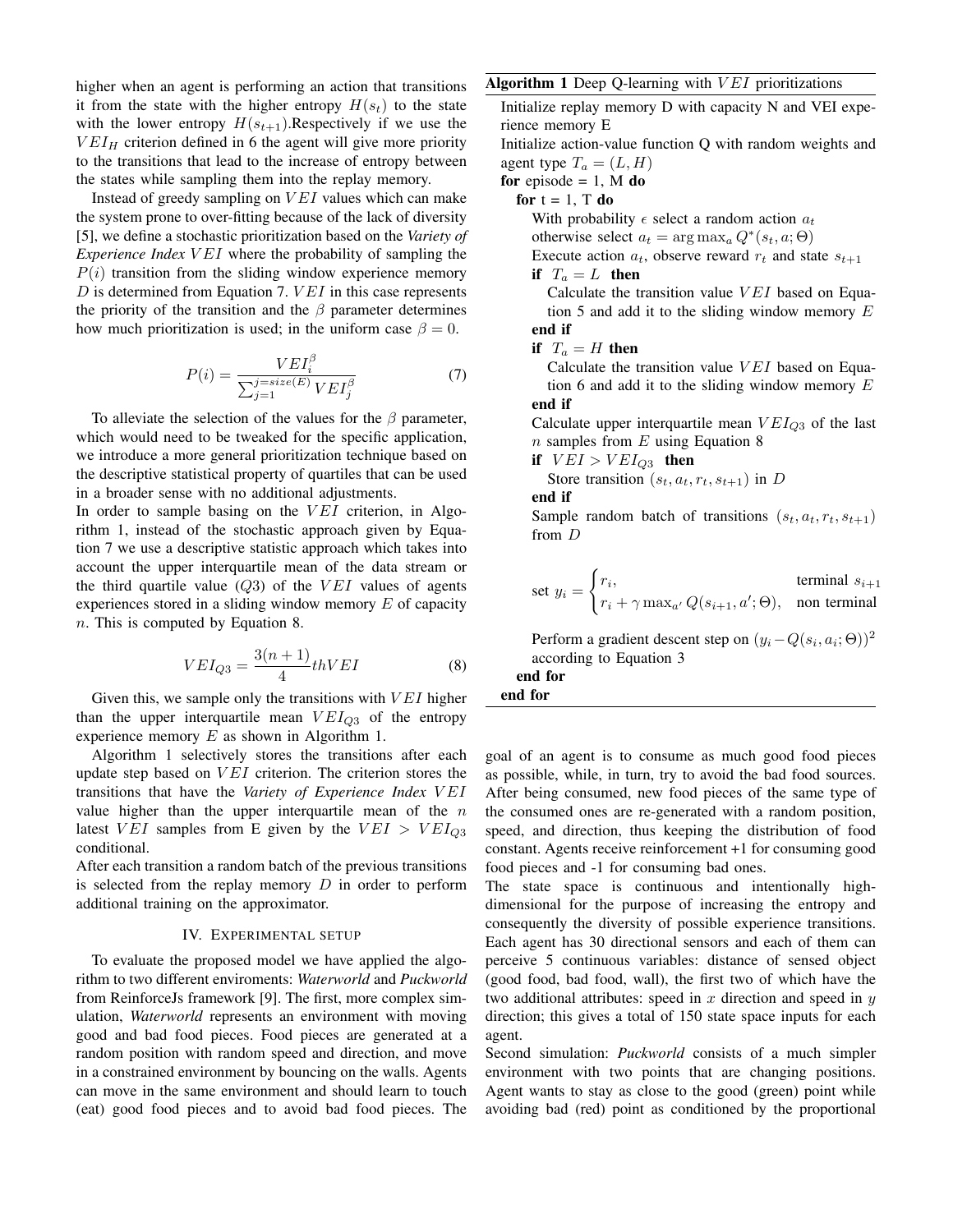higher when an agent is performing an action that transitions it from the state with the higher entropy $H(s_t)$ to the state with the lower entropy $H(s_{t+1})$.Respectively if we use the $VEI_H$ criterion defined in 6 the agent will give more priority to the transitions that lead to the increase of entropy between the states while sampling them into the replay memory.

Instead of greedy sampling on $VEI$ values which can make the system prone to over-fitting because of the lack of diversity [5], we define a stochastic prioritization based on the *Variety of Experience Index* $VEI$ where the probability of sampling the $P(i)$ transition from the sliding window experience memory $D$ is determined from Equation 7. $VEI$ in this case represents the priority of the transition and the $\beta$ parameter determines how much prioritization is used; in the uniform case $\beta = 0$.

$$P(i) = \frac{VEI_i^\beta}{\sum_{j=1}^{j=size(E)} VEI_j^\beta} \tag{7}$$

To alleviate the selection of the values for the $\beta$ parameter, which would need to be tweaked for the specific application, we introduce a more general prioritization technique based on the descriptive statistical property of quartiles that can be used in a broader sense with no additional adjustments.

In order to sample basing on the $VEI$ criterion, in Algorithm 1, instead of the stochastic approach given by Equation 7 we use a descriptive statistic approach which takes into account the upper interquartile mean of the data stream or the third quartile value ($Q3$) of the $VEI$ values of agents experiences stored in a sliding window memory $E$ of capacity $n$. This is computed by Equation 8.

$$VEI_{Q3} = \frac{3(n+1)}{4} th VEI \tag{8}$$

Given this, we sample only the transitions with $VEI$ higher than the upper interquartile mean $VEI_{Q3}$ of the entropy experience memory $E$ as shown in Algorithm 1.

Algorithm 1 selectively stores the transitions after each update step based on $VEI$ criterion. The criterion stores the transitions that have the *Variety of Experience Index* $VEI$ value higher than the upper interquartile mean of the $n$ latest $VEI$ samples from E given by the $VEI > VEI_{Q3}$ conditional.

After each transition a random batch of the previous transitions is selected from the replay memory $D$ in order to perform additional training on the approximator.

**Algorithm 1** Deep Q-learning with $VEI$ prioritizations

```
Initialize replay memory D with capacity N and VEI experience memory E
Initialize action-value function Q with random weights and agent type T_a = (L, H)
for episode = 1, M do
    for t = 1, T do
        With probability ε select a random action a_t
        otherwise select a_t = argmax_a Q*(s_t, a; Θ)
        Execute action a_t, observe reward r_t and state s_{t+1}
        if T_a = L then
            Calculate the transition value VEI based on Equation 5 and add it to the sliding window memory E
        end if
        if T_a = H then
            Calculate the transition value VEI based on Equation 6 and add it to the sliding window memory E
        end if
        Calculate upper interquartile mean VEI_Q3 of the last n samples from E using Equation 8
        if VEI > VEI_Q3 then
            Store transition (s_t, a_t, r_t, s_{t+1}) in D
        end if
        Sample random batch of transitions (s_t, a_t, r_t, s_{t+1}) from D
        set y_i = r_i,                                   terminal s_{i+1}
                  r_i + γ max_{a'} Q(s_{i+1}, a'; Θ),    non terminal
        Perform a gradient descent step on (y_i − Q(s_i, a_i; Θ))^2 according to Equation 3
    end for
end for
```

## IV. Experimental setup

To evaluate the proposed model we have applied the algorithm to two different enviroments: *Waterworld* and *Puckworld* from ReinforceJs framework [9]. The first, more complex simulation, *Waterworld* represents an environment with moving good and bad food pieces. Food pieces are generated at a random position with random speed and direction, and move in a constrained environment by bouncing on the walls. Agents can move in the same environment and should learn to touch (eat) good food pieces and to avoid bad food pieces. The goal of an agent is to consume as much good food pieces as possible, while, in turn, try to avoid the bad food sources. After being consumed, new food pieces of the same type of the consumed ones are re-generated with a random position, speed, and direction, thus keeping the distribution of food constant. Agents receive reinforcement +1 for consuming good food pieces and -1 for consuming bad ones.

The state space is continuous and intentionally high-dimensional for the purpose of increasing the entropy and consequently the diversity of possible experience transitions. Each agent has 30 directional sensors and each of them can perceive 5 continuous variables: distance of sensed object (good food, bad food, wall), the first two of which have the two additional attributes: speed in $x$ direction and speed in $y$ direction; this gives a total of 150 state space inputs for each agent.

Second simulation: *Puckworld* consists of a much simpler environment with two points that are changing positions. Agent wants to stay as close to the good (green) point while avoiding bad (red) point as conditioned by the proportional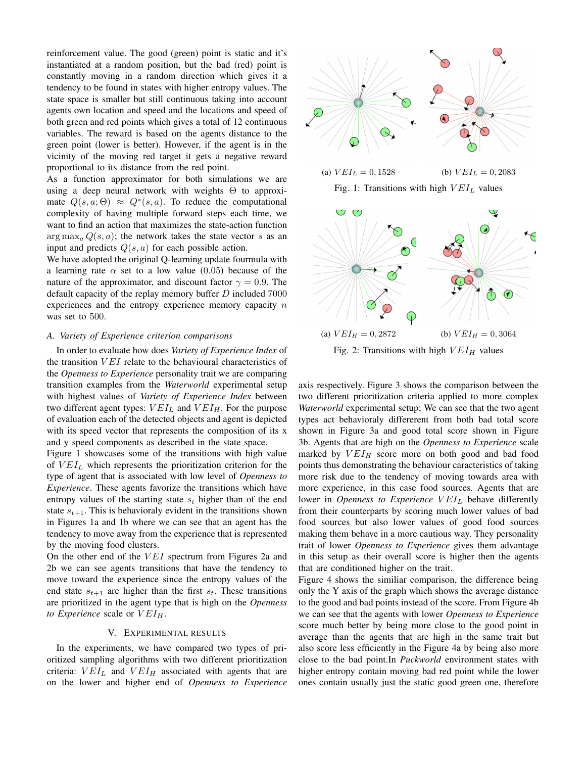reinforcement value. The good (green) point is static and it's instantiated at a random position, but the bad (red) point is constantly moving in a random direction which gives it a tendency to be found in states with higher entropy values. The state space is smaller but still continuous taking into account agents own location and speed and the locations and speed of both green and red points which gives a total of 12 continuous variables. The reward is based on the agents distance to the green point (lower is better). However, if the agent is in the vicinity of the moving red target it gets a negative reward proportional to its distance from the red point.

As a function approximator for both simulations we are using a deep neural network with weights $\Theta$ to approximate $Q(s, a; \Theta) \approx Q^*(s, a)$. To reduce the computational complexity of having multiple forward steps each time, we want to find an action that maximizes the state-action function $\arg\max_a Q(s, a)$; the network takes the state vector $s$ as an input and predicts $Q(s, a)$ for each possible action.

We have adopted the original Q-learning update fourmula with a learning rate $\alpha$ set to a low value (0.05) because of the nature of the approximator, and discount factor $\gamma = 0.9$. The default capacity of the replay memory buffer $D$ included 7000 experiences and the entropy experience memory capacity $n$ was set to 500.

### A. Variety of Experience criterion comparisons

In order to evaluate how does *Variety of Experience Index* of the transition $VEI$ relate to the behavioural characteristics of the *Openness to Experience* personality trait we are comparing transition examples from the *Waterworld* experimental setup with highest values of *Variety of Experience Index* between two different agent types: $VEI_L$ and $VEI_H$. For the purpose of evaluation each of the detected objects and agent is depicted with its speed vector that represents the composition of its x and y speed components as described in the state space.

Figure 1 showcases some of the transitions with high value of $VEI_L$ which represents the prioritization criterion for the type of agent that is associated with low level of *Openness to Experience*. These agents favorize the transitions which have entropy values of the starting state $s_t$ higher than of the end state $s_{t+1}$. This is behavioraly evident in the transitions shown in Figures 1a and 1b where we can see that an agent has the tendency to move away from the experience that is represented by the moving food clusters.

On the other end of the $VEI$ spectrum from Figures 2a and 2b we can see agents transitions that have the tendency to move toward the experience since the entropy values of the end state $s_{t+1}$ are higher than the first $s_t$. These transitions are prioritized in the agent type that is high on the *Openness to Experience* scale or $VEI_H$.

(a) $VEI_L = 0,1528$ (b) $VEI_L = 0,2083$

Fig. 1: Transitions with high $VEI_L$ values

(a) $VEI_H = 0,2872$ (b) $VEI_H = 0,3064$

Fig. 2: Transitions with high $VEI_H$ values

## V. Experimental Results

In the experiments, we have compared two types of prioritized sampling algorithms with two different prioritization criteria: $VEI_L$ and $VEI_H$ associated with agents that are on the lower and higher end of *Openness to Experience* axis respectively. Figure 3 shows the comparison between the two different prioritization criteria applied to more complex *Waterworld* experimental setup; We can see that the two agent types act behavioraly differernt from both bad total score shown in Figure 3a and good total score shown in Figure 3b. Agents that are high on the *Openness to Experience* scale marked by $VEI_H$ score more on both good and bad food points thus demonstrating the behaviour caracteristics of taking more risk due to the tendency of moving towards area with more experience, in this case food sources. Agents that are lower in *Openness to Experience* $VEI_L$ behave differently from their counterparts by scoring much lower values of bad food sources but also lower values of good food sources making them behave in a more cautious way. They personality trait of lower *Openness to Experience* gives them advantage in this setup as their overall score is higher then the agents that are conditioned higher on the trait.

Figure 4 shows the similiar comparison, the difference being only the Y axis of the graph which shows the average distance to the good and bad points instead of the score. From Figure 4b we can see that the agents with lower *Openness to Experience* score much better by being more close to the good point in average than the agents that are high in the same trait but also score less efficiently in the Figure 4a by being also more close to the bad point.In *Puckworld* environment states with higher entropy contain moving bad red point while the lower ones contain usually just the static good green one, therefore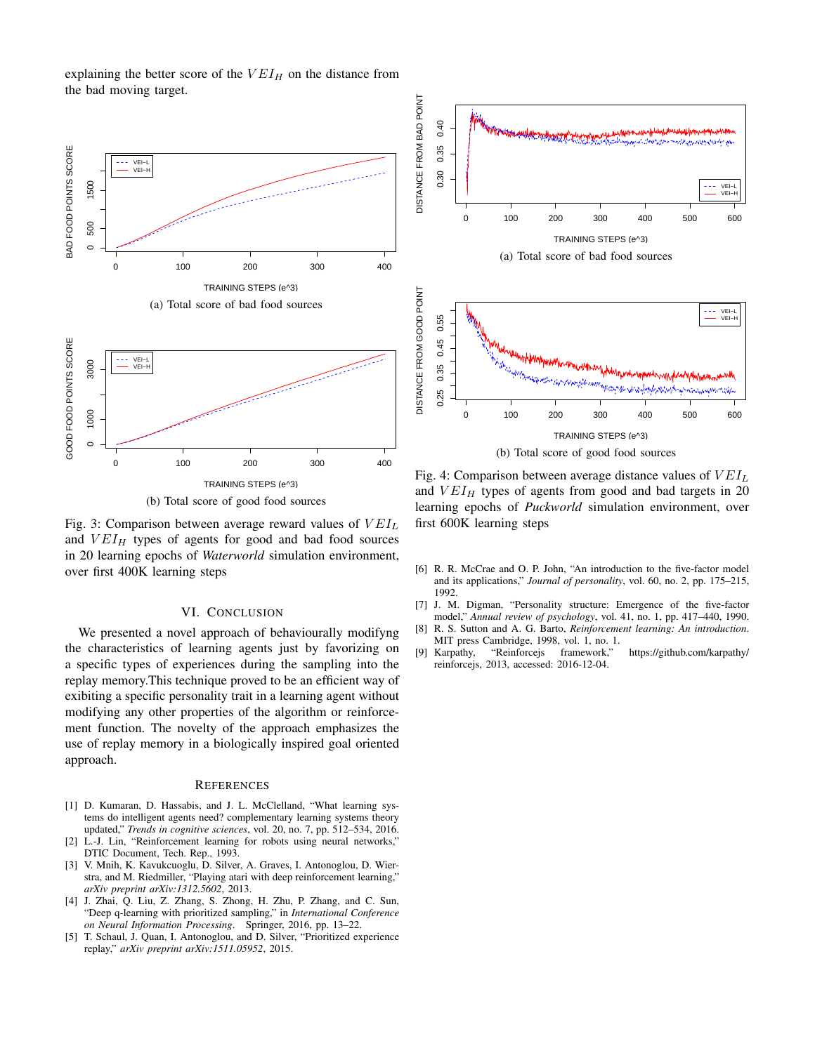explaining the better score of the $VEI_H$ on the distance from the bad moving target.

BAD FOOD POINTS SCORE
0
500
1500
VEI–L
VEI–H
0
100
200
300
400
TRAINING STEPS (e^3)

(a) Total score of bad food sources

GOOD FOOD POINTS SCORE
0
1000
3000
VEI–L
VEI–H
0
100
200
300
400
TRAINING STEPS (e^3)

(b) Total score of good food sources

Fig. 3: Comparison between average reward values of $VEI_L$ and $VEI_H$ types of agents for good and bad food sources in 20 learning epochs of *Waterworld* simulation environment, over first 400K learning steps

DISTANCE FROM BAD POINT
0.30
0.35
0.40
VEI–L
VEI–H
0
100
200
300
400
500
600
TRAINING STEPS (e^3)

(a) Total score of bad food sources

DISTANCE FROM GOOD POINT
0.25
0.35
0.45
0.55
VEI–L
VEI–H
0
100
200
300
400
500
600
TRAINING STEPS (e^3)

(b) Total score of good food sources

Fig. 4: Comparison between average distance values of $VEI_L$ and $VEI_H$ types of agents from good and bad targets in 20 learning epochs of *Puckworld* simulation environment, over first 600K learning steps

## VI. Conclusion

We presented a novel approach of behaviourally modifyng the characteristics of learning agents just by favorizing on a specific types of experiences during the sampling into the replay memory.This technique proved to be an efficient way of exibiting a specific personality trait in a learning agent without modifying any other properties of the algorithm or reinforcement function. The novelty of the approach emphasizes the use of replay memory in a biologically inspired goal oriented approach.

## References

[1] D. Kumaran, D. Hassabis, and J. L. McClelland, "What learning systems do intelligent agents need? complementary learning systems theory updated," *Trends in cognitive sciences*, vol. 20, no. 7, pp. 512–534, 2016.

[2] L.-J. Lin, "Reinforcement learning for robots using neural networks," DTIC Document, Tech. Rep., 1993.

[3] V. Mnih, K. Kavukcuoglu, D. Silver, A. Graves, I. Antonoglou, D. Wierstra, and M. Riedmiller, "Playing atari with deep reinforcement learning," *arXiv preprint arXiv:1312.5602*, 2013.

[4] J. Zhai, Q. Liu, Z. Zhang, S. Zhong, H. Zhu, P. Zhang, and C. Sun, "Deep q-learning with prioritized sampling," in *International Conference on Neural Information Processing*. Springer, 2016, pp. 13–22.

[5] T. Schaul, J. Quan, I. Antonoglou, and D. Silver, "Prioritized experience replay," *arXiv preprint arXiv:1511.05952*, 2015.

[6] R. R. McCrae and O. P. John, "An introduction to the five-factor model and its applications," *Journal of personality*, vol. 60, no. 2, pp. 175–215, 1992.

[7] J. M. Digman, "Personality structure: Emergence of the five-factor model," *Annual review of psychology*, vol. 41, no. 1, pp. 417–440, 1990.

[8] R. S. Sutton and A. G. Barto, *Reinforcement learning: An introduction*. MIT press Cambridge, 1998, vol. 1, no. 1.

[9] Karpathy, "Reinforcejs framework," https://github.com/karpathy/reinforcejs, 2013, accessed: 2016-12-04.